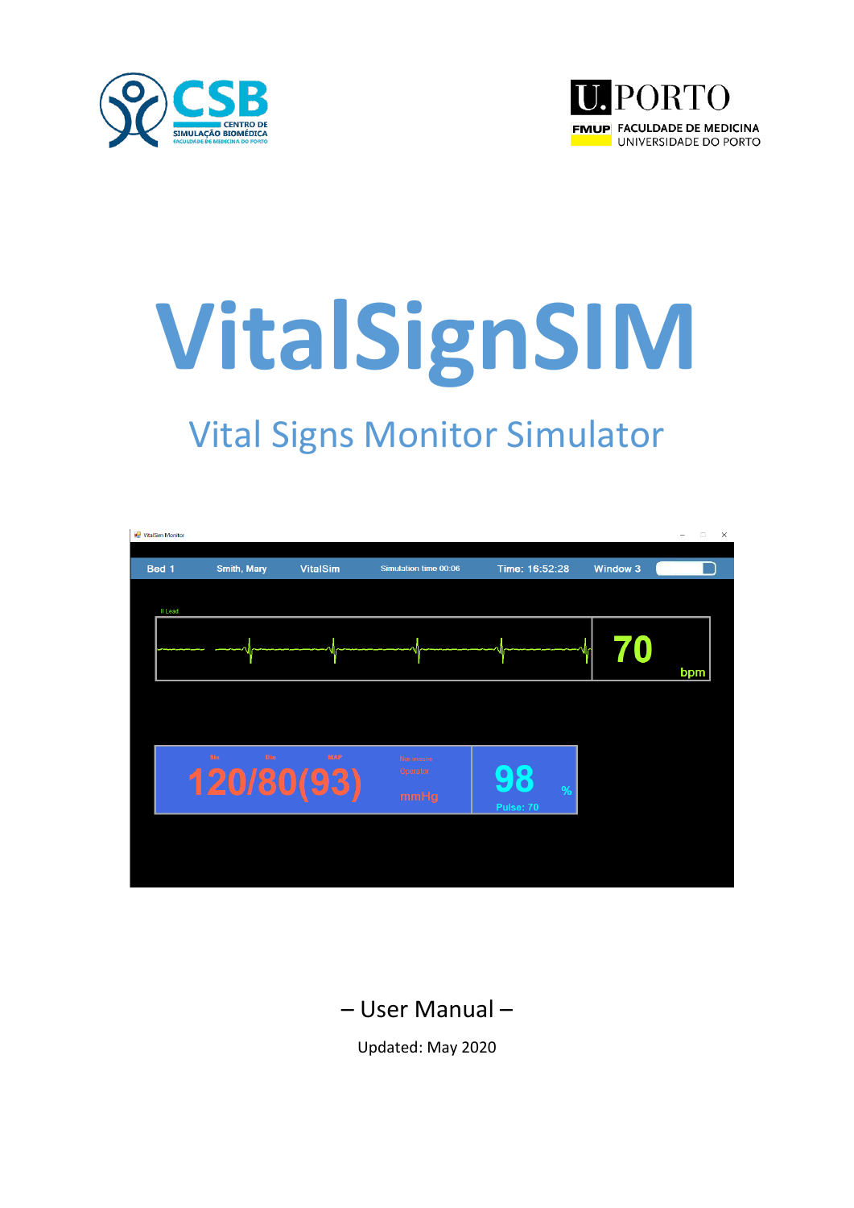# VitalSignSIM

## Vital Signs Monitor Simulator

– User Manual –

Updated: May 2020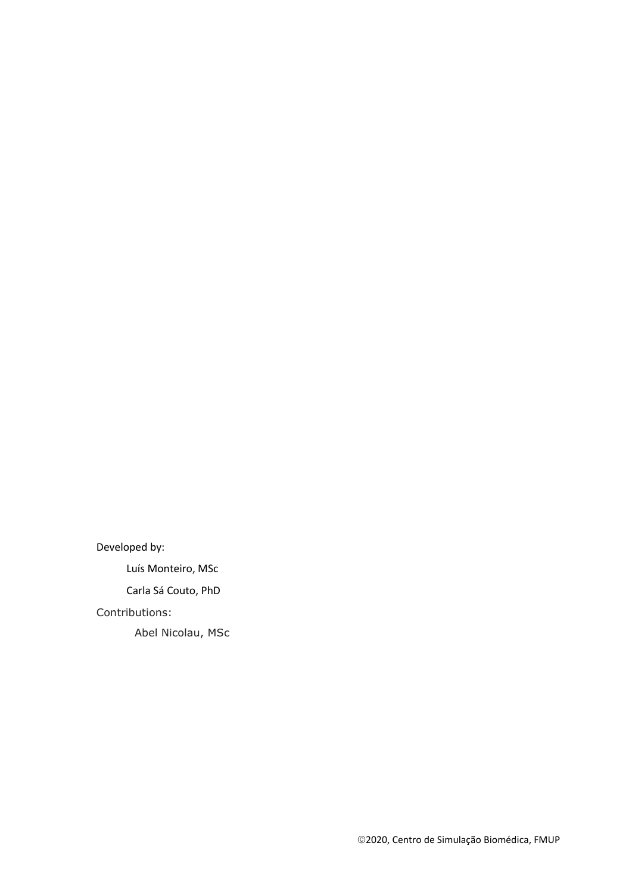Developed by:

Luís Monteiro, MSc

Carla Sá Couto, PhD

Contributions:

Abel Nicolau, MSc

©2020, Centro de Simulação Biomédica, FMUP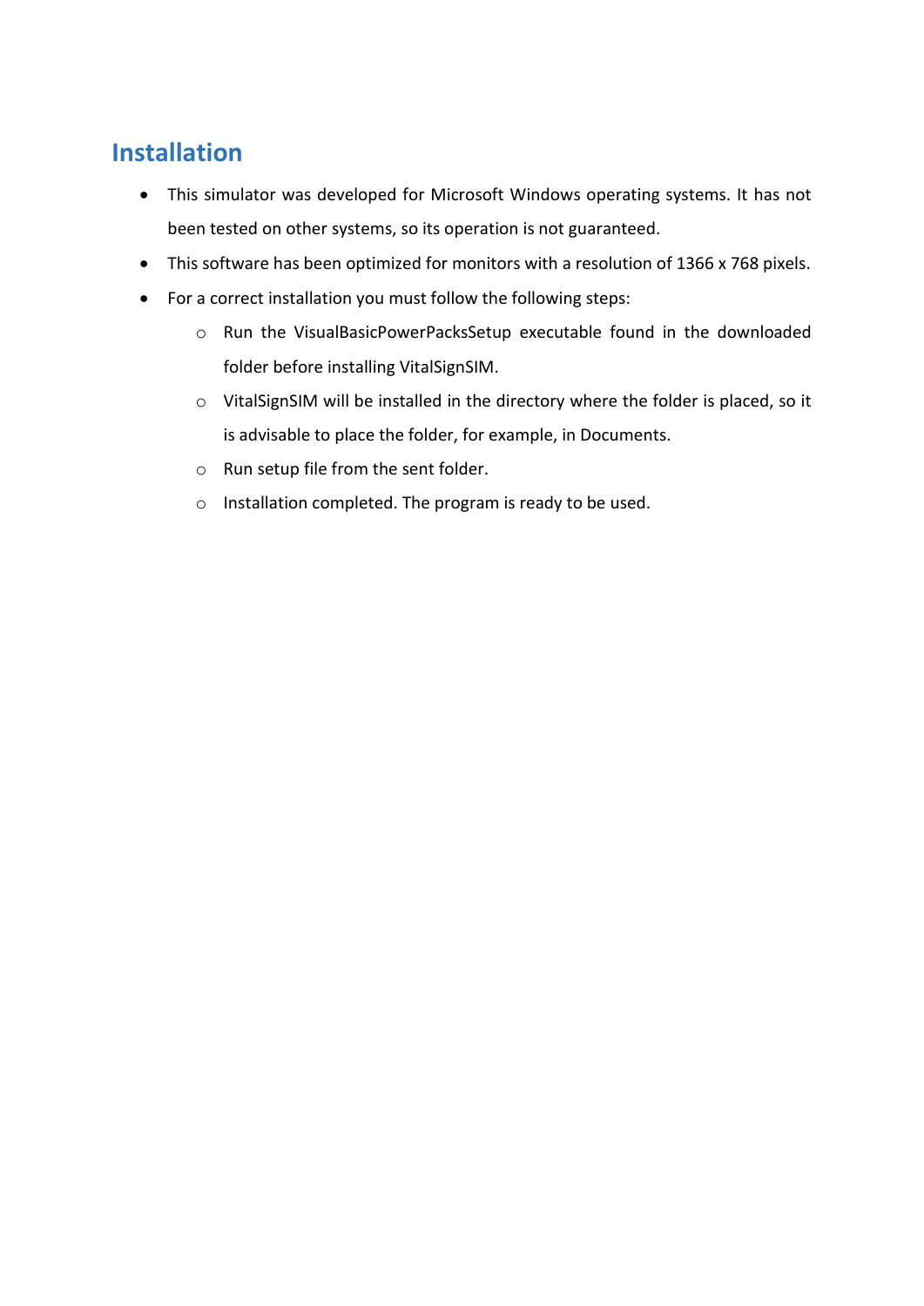## Installation

- This simulator was developed for Microsoft Windows operating systems. It has not been tested on other systems, so its operation is not guaranteed.
- This software has been optimized for monitors with a resolution of 1366 x 768 pixels.
- For a correct installation you must follow the following steps:
  - Run the VisualBasicPowerPacksSetup executable found in the downloaded folder before installing VitalSignSIM.
  - VitalSignSIM will be installed in the directory where the folder is placed, so it is advisable to place the folder, for example, in Documents.
  - Run setup file from the sent folder.
  - Installation completed. The program is ready to be used.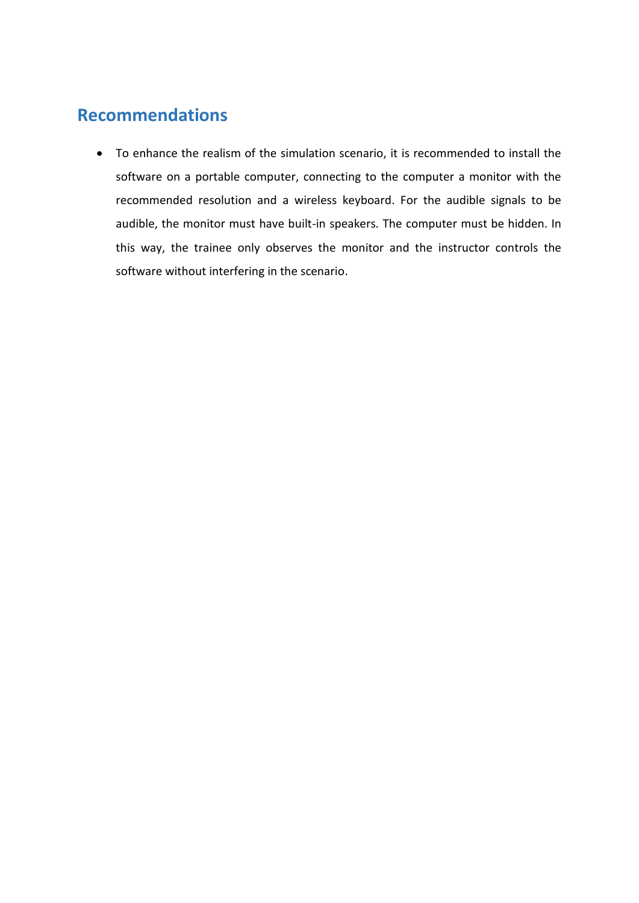## Recommendations

- To enhance the realism of the simulation scenario, it is recommended to install the software on a portable computer, connecting to the computer a monitor with the recommended resolution and a wireless keyboard. For the audible signals to be audible, the monitor must have built-in speakers. The computer must be hidden. In this way, the trainee only observes the monitor and the instructor controls the software without interfering in the scenario.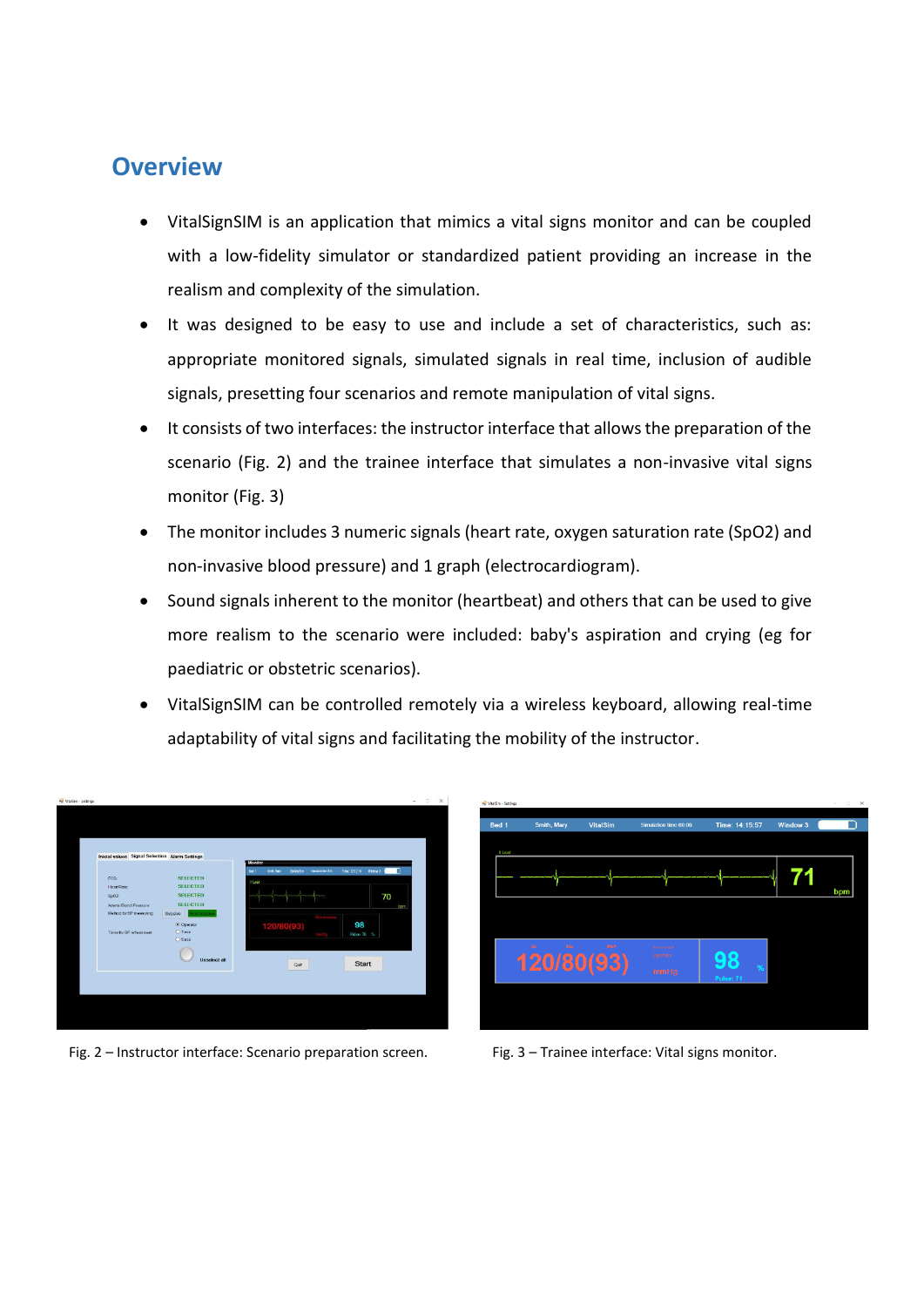## Overview

- VitalSignSIM is an application that mimics a vital signs monitor and can be coupled with a low-fidelity simulator or standardized patient providing an increase in the realism and complexity of the simulation.
- It was designed to be easy to use and include a set of characteristics, such as: appropriate monitored signals, simulated signals in real time, inclusion of audible signals, presetting four scenarios and remote manipulation of vital signs.
- It consists of two interfaces: the instructor interface that allows the preparation of the scenario (Fig. 2) and the trainee interface that simulates a non-invasive vital signs monitor (Fig. 3)
- The monitor includes 3 numeric signals (heart rate, oxygen saturation rate (SpO2) and non-invasive blood pressure) and 1 graph (electrocardiogram).
- Sound signals inherent to the monitor (heartbeat) and others that can be used to give more realism to the scenario were included: baby's aspiration and crying (eg for paediatric or obstetric scenarios).
- VitalSignSIM can be controlled remotely via a wireless keyboard, allowing real-time adaptability of vital signs and facilitating the mobility of the instructor.

Fig. 2 – Instructor interface: Scenario preparation screen.

Fig. 3 – Trainee interface: Vital signs monitor.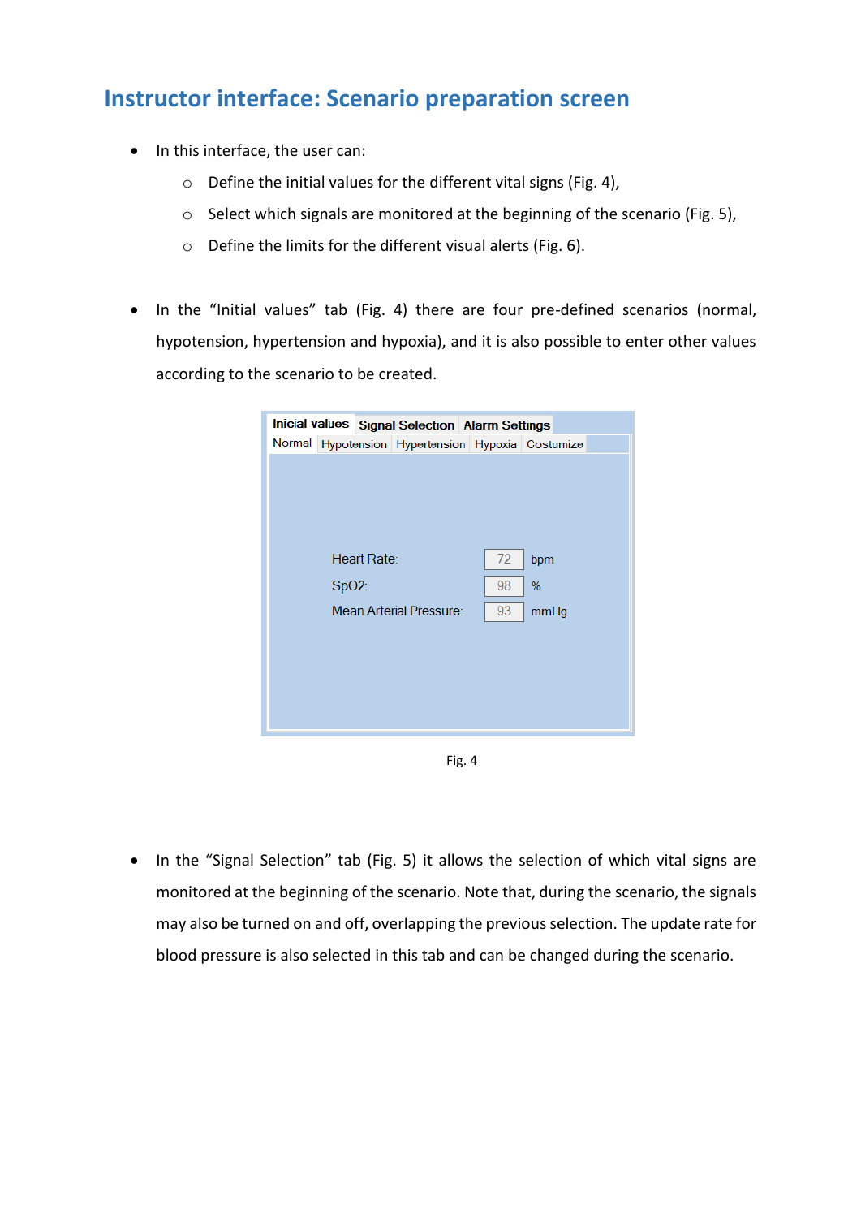## Instructor interface: Scenario preparation screen

- In this interface, the user can:
  - Define the initial values for the different vital signs (Fig. 4),
  - Select which signals are monitored at the beginning of the scenario (Fig. 5),
  - Define the limits for the different visual alerts (Fig. 6).

- In the "Initial values" tab (Fig. 4) there are four pre-defined scenarios (normal, hypotension, hypertension and hypoxia), and it is also possible to enter other values according to the scenario to be created.

Inicial values | Signal Selection | Alarm Settings

Normal | Hypotension | Hypertension | Hypoxia | Costumize

| | | |
|---|---|---|
| Heart Rate: | 72 | bpm |
| SpO2: | 98 | % |
| Mean Arterial Pressure: | 93 | mmHg |

Fig. 4

- In the "Signal Selection" tab (Fig. 5) it allows the selection of which vital signs are monitored at the beginning of the scenario. Note that, during the scenario, the signals may also be turned on and off, overlapping the previous selection. The update rate for blood pressure is also selected in this tab and can be changed during the scenario.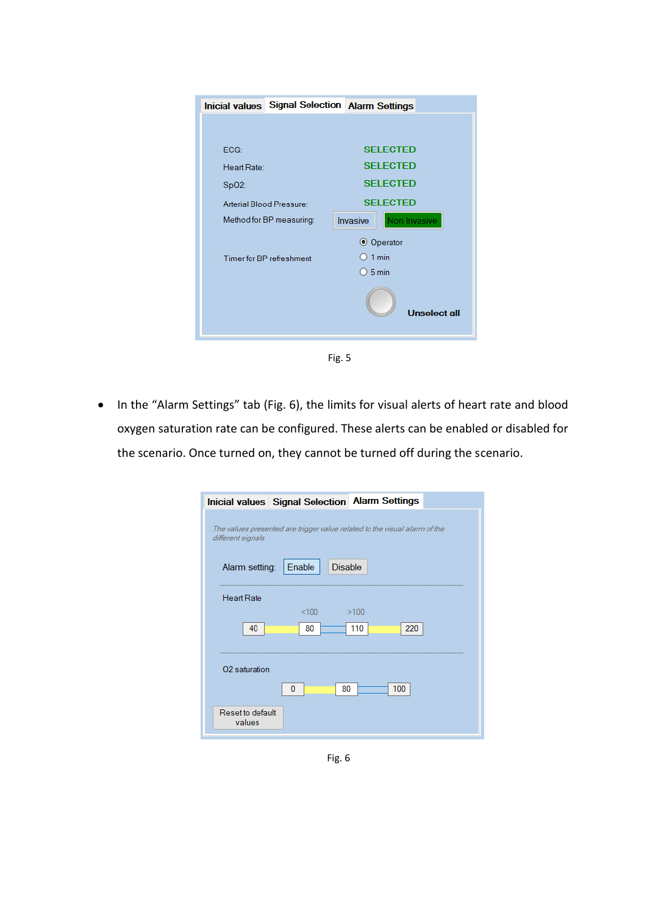Fig. 5

- In the “Alarm Settings” tab (Fig. 6), the limits for visual alerts of heart rate and blood oxygen saturation rate can be configured. These alerts can be enabled or disabled for the scenario. Once turned on, they cannot be turned off during the scenario.

Fig. 6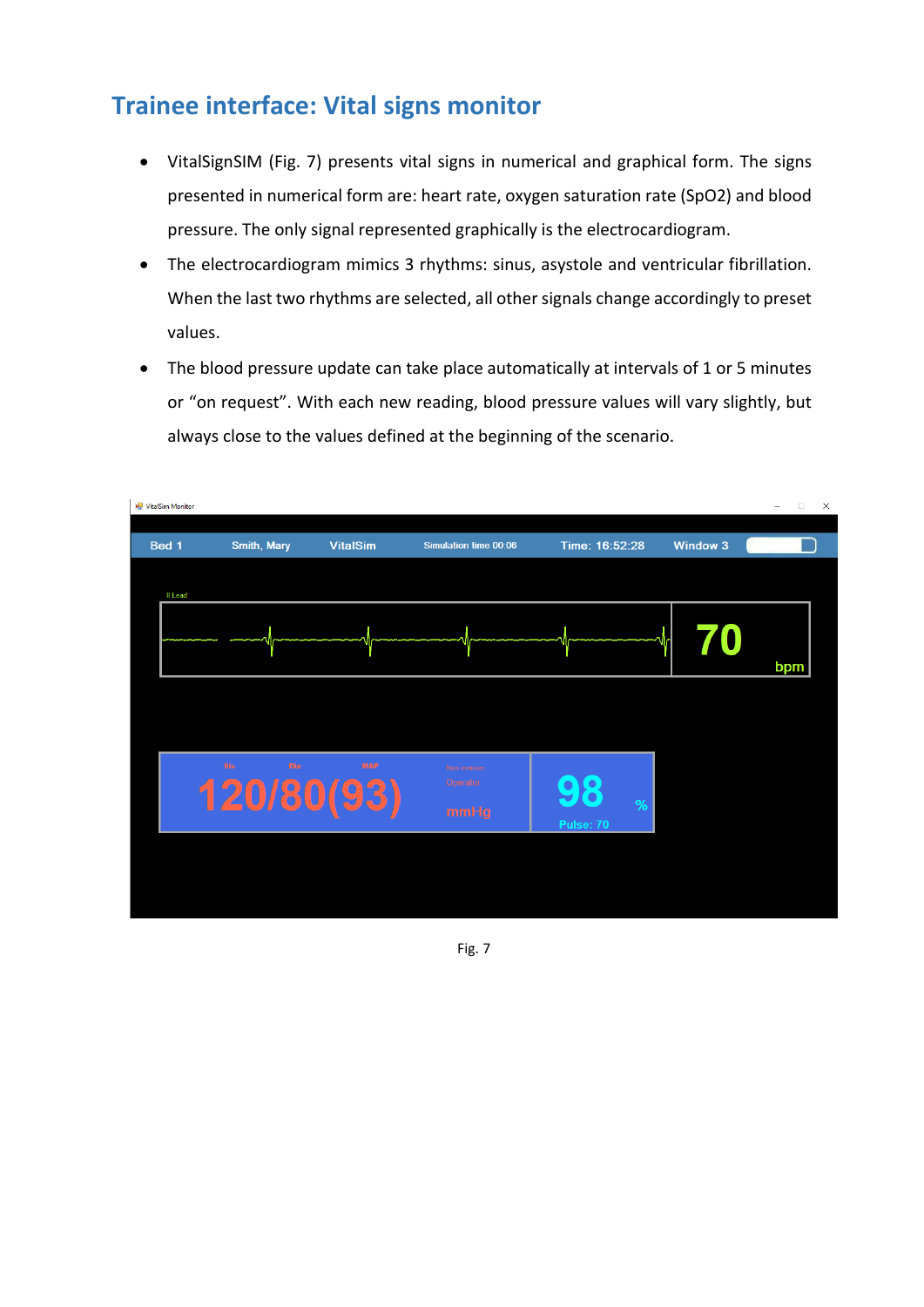## Trainee interface: Vital signs monitor

- VitalSignSIM (Fig. 7) presents vital signs in numerical and graphical form. The signs presented in numerical form are: heart rate, oxygen saturation rate (SpO2) and blood pressure. The only signal represented graphically is the electrocardiogram.
- The electrocardiogram mimics 3 rhythms: sinus, asystole and ventricular fibrillation. When the last two rhythms are selected, all other signals change accordingly to preset values.
- The blood pressure update can take place automatically at intervals of 1 or 5 minutes or "on request". With each new reading, blood pressure values will vary slightly, but always close to the values defined at the beginning of the scenario.

Fig. 7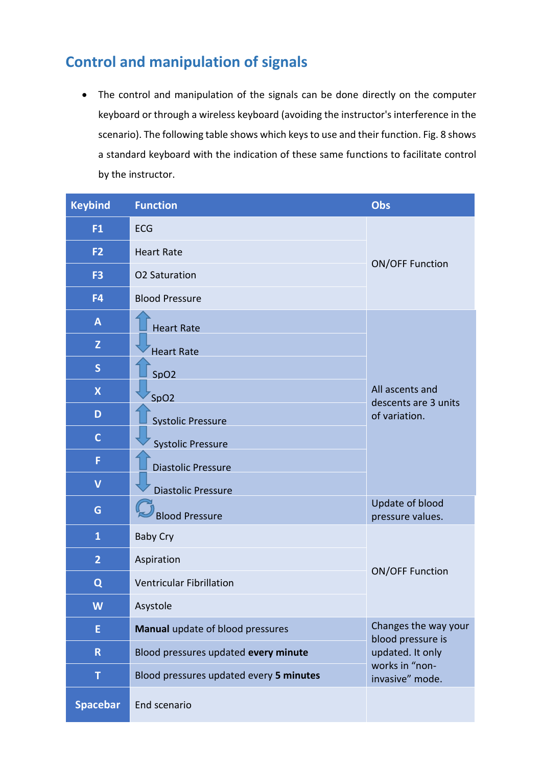## Control and manipulation of signals

- The control and manipulation of the signals can be done directly on the computer keyboard or through a wireless keyboard (avoiding the instructor's interference in the scenario). The following table shows which keys to use and their function. Fig. 8 shows a standard keyboard with the indication of these same functions to facilitate control by the instructor.

| Keybind | Function | Obs |
|---|---|---|
| **F1** | ECG | ON/OFF Function |
| **F2** | Heart Rate | |
| **F3** | O2 Saturation | |
| **F4** | Blood Pressure | |
| **A** | ⇧ Heart Rate | All ascents and descents are 3 units of variation. |
| **Z** | ⇩ Heart Rate | |
| **S** | ⇧ SpO2 | |
| **X** | ⇩ SpO2 | |
| **D** | ⇧ Systolic Pressure | |
| **C** | ⇩ Systolic Pressure | |
| **F** | ⇧ Diastolic Pressure | |
| **V** | ⇩ Diastolic Pressure | |
| **G** | ⟳ Blood Pressure | Update of blood pressure values. |
| **1** | Baby Cry | ON/OFF Function |
| **2** | Aspiration | |
| **Q** | Ventricular Fibrillation | |
| **W** | Asystole | |
| **E** | **Manual** update of blood pressures | Changes the way your blood pressure is updated. It only works in "non-invasive" mode. |
| **R** | Blood pressures updated **every minute** | |
| **T** | Blood pressures updated every **5 minutes** | |
| **Spacebar** | End scenario | |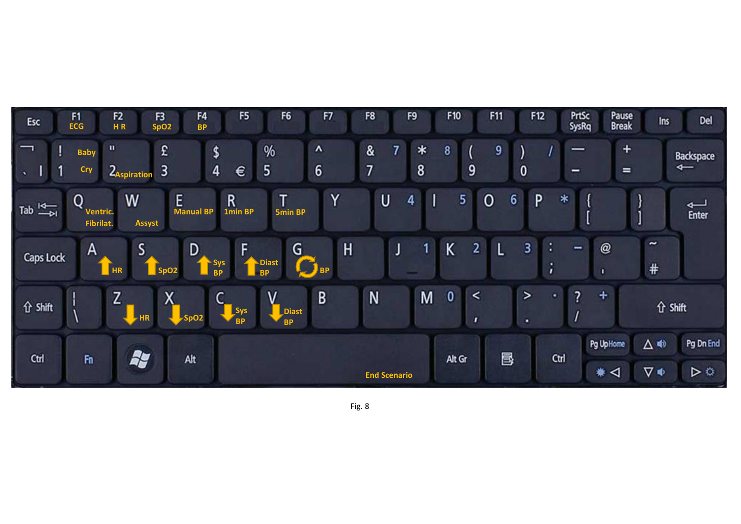F1 ECG
F2 H R
F3 SpO2
F4 BP
1 Baby Cry
2 Aspiration
Q Ventric. Fibrilat.
W Assyst
E Manual BP
R 1min BP
T 5min BP
A HR (up)
S SpO2 (up)
D Sys BP (up)
F Diast BP (up)
G BP (cycle)
Z HR (down)
X SpO2 (down)
C Sys BP (down)
V Diast BP (down)
Space End Scenario

Fig. 8